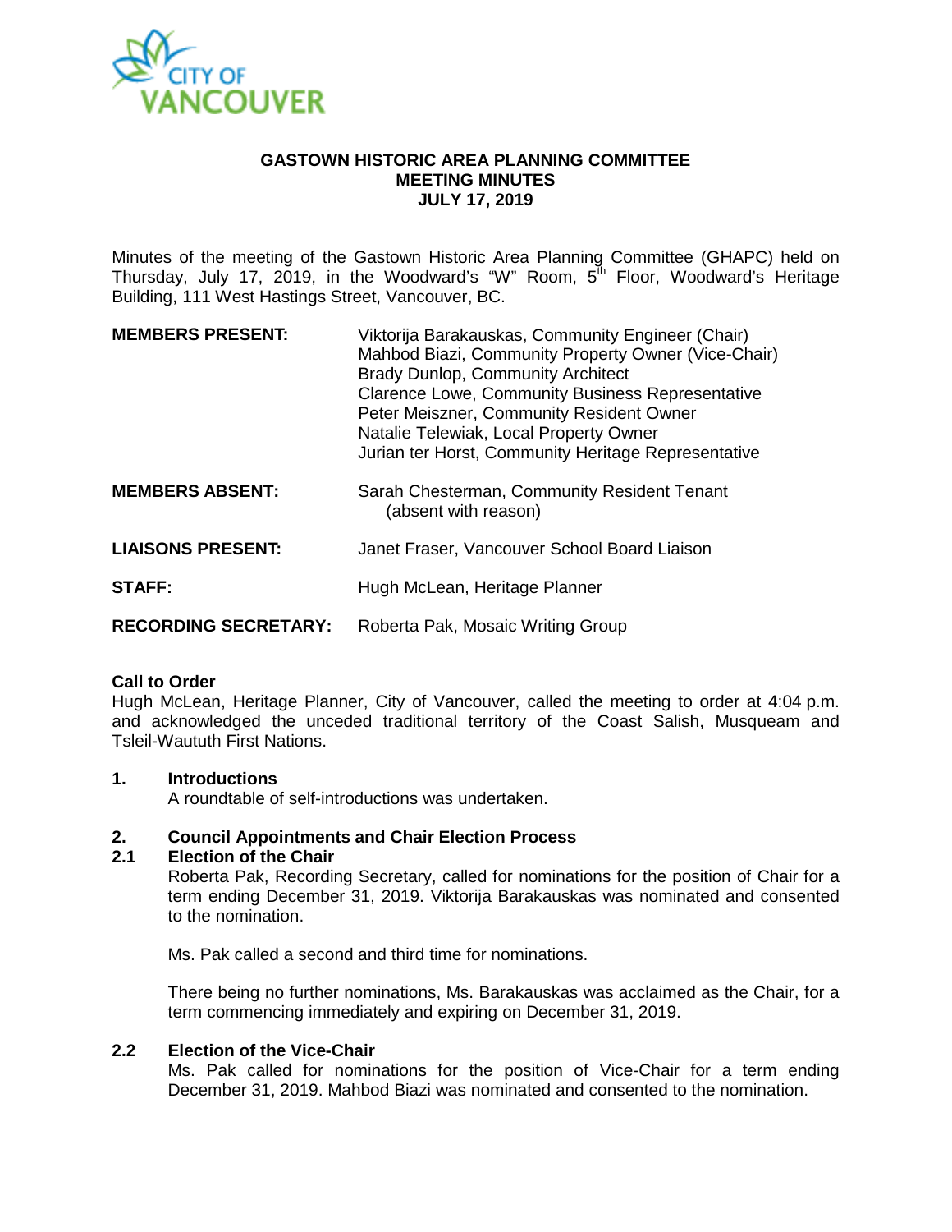# GASTOWN HISTORIC AREA PLANNING COMMITTEE
## MEETING MINUTES
## JULY 17, 2019

Minutes of the meeting of the Gastown Historic Area Planning Committee (GHAPC) held on Thursday, July 17, 2019, in the Woodward's "W" Room, 5th Floor, Woodward's Heritage Building, 111 West Hastings Street, Vancouver, BC.

| | |
|---|---|
| **MEMBERS PRESENT:** | Viktorija Barakauskas, Community Engineer (Chair)<br>Mahbod Biazi, Community Property Owner (Vice-Chair)<br>Brady Dunlop, Community Architect<br>Clarence Lowe, Community Business Representative<br>Peter Meiszner, Community Resident Owner<br>Natalie Telewiak, Local Property Owner<br>Jurian ter Horst, Community Heritage Representative |
| **MEMBERS ABSENT:** | Sarah Chesterman, Community Resident Tenant (absent with reason) |
| **LIAISONS PRESENT:** | Janet Fraser, Vancouver School Board Liaison |
| **STAFF:** | Hugh McLean, Heritage Planner |
| **RECORDING SECRETARY:** | Roberta Pak, Mosaic Writing Group |

**Call to Order**

Hugh McLean, Heritage Planner, City of Vancouver, called the meeting to order at 4:04 p.m. and acknowledged the unceded traditional territory of the Coast Salish, Musqueam and Tsleil-Waututh First Nations.

**1. Introductions**

A roundtable of self-introductions was undertaken.

**2. Council Appointments and Chair Election Process**

**2.1 Election of the Chair**

Roberta Pak, Recording Secretary, called for nominations for the position of Chair for a term ending December 31, 2019. Viktorija Barakauskas was nominated and consented to the nomination.

Ms. Pak called a second and third time for nominations.

There being no further nominations, Ms. Barakauskas was acclaimed as the Chair, for a term commencing immediately and expiring on December 31, 2019.

**2.2 Election of the Vice-Chair**

Ms. Pak called for nominations for the position of Vice-Chair for a term ending December 31, 2019. Mahbod Biazi was nominated and consented to the nomination.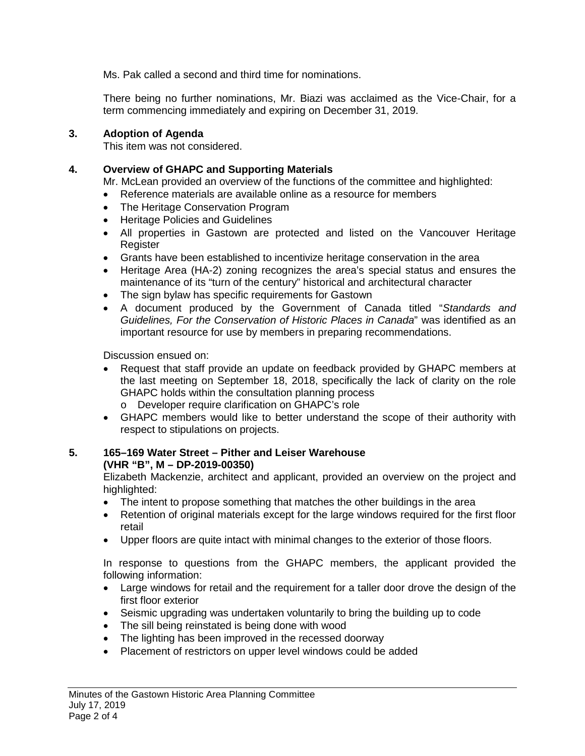Ms. Pak called a second and third time for nominations.

There being no further nominations, Mr. Biazi was acclaimed as the Vice-Chair, for a term commencing immediately and expiring on December 31, 2019.

### 3. Adoption of Agenda

This item was not considered.

### 4. Overview of GHAPC and Supporting Materials

Mr. McLean provided an overview of the functions of the committee and highlighted:

- Reference materials are available online as a resource for members
- The Heritage Conservation Program
- Heritage Policies and Guidelines
- All properties in Gastown are protected and listed on the Vancouver Heritage Register
- Grants have been established to incentivize heritage conservation in the area
- Heritage Area (HA-2) zoning recognizes the area's special status and ensures the maintenance of its "turn of the century" historical and architectural character
- The sign bylaw has specific requirements for Gastown
- A document produced by the Government of Canada titled "*Standards and Guidelines, For the Conservation of Historic Places in Canada*" was identified as an important resource for use by members in preparing recommendations.

Discussion ensued on:

- Request that staff provide an update on feedback provided by GHAPC members at the last meeting on September 18, 2018, specifically the lack of clarity on the role GHAPC holds within the consultation planning process
    - o Developer require clarification on GHAPC's role
- GHAPC members would like to better understand the scope of their authority with respect to stipulations on projects.

### 5. 165–169 Water Street – Pither and Leiser Warehouse (VHR "B", M – DP-2019-00350)

Elizabeth Mackenzie, architect and applicant, provided an overview on the project and highlighted:

- The intent to propose something that matches the other buildings in the area
- Retention of original materials except for the large windows required for the first floor retail
- Upper floors are quite intact with minimal changes to the exterior of those floors.

In response to questions from the GHAPC members, the applicant provided the following information:

- Large windows for retail and the requirement for a taller door drove the design of the first floor exterior
- Seismic upgrading was undertaken voluntarily to bring the building up to code
- The sill being reinstated is being done with wood
- The lighting has been improved in the recessed doorway
- Placement of restrictors on upper level windows could be added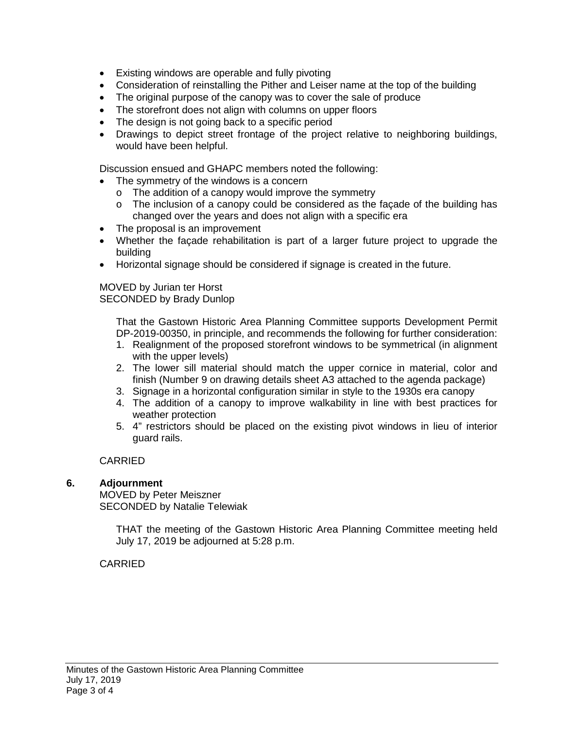- Existing windows are operable and fully pivoting
- Consideration of reinstalling the Pither and Leiser name at the top of the building
- The original purpose of the canopy was to cover the sale of produce
- The storefront does not align with columns on upper floors
- The design is not going back to a specific period
- Drawings to depict street frontage of the project relative to neighboring buildings, would have been helpful.

Discussion ensued and GHAPC members noted the following:

- The symmetry of the windows is a concern
  - o The addition of a canopy would improve the symmetry
  - o The inclusion of a canopy could be considered as the façade of the building has changed over the years and does not align with a specific era
- The proposal is an improvement
- Whether the façade rehabilitation is part of a larger future project to upgrade the building
- Horizontal signage should be considered if signage is created in the future.

MOVED by Jurian ter Horst
SECONDED by Brady Dunlop

> That the Gastown Historic Area Planning Committee supports Development Permit DP-2019-00350, in principle, and recommends the following for further consideration:
>
> 1. Realignment of the proposed storefront windows to be symmetrical (in alignment with the upper levels)
> 2. The lower sill material should match the upper cornice in material, color and finish (Number 9 on drawing details sheet A3 attached to the agenda package)
> 3. Signage in a horizontal configuration similar in style to the 1930s era canopy
> 4. The addition of a canopy to improve walkability in line with best practices for weather protection
> 5. 4" restrictors should be placed on the existing pivot windows in lieu of interior guard rails.

CARRIED

## 6. Adjournment

MOVED by Peter Meiszner
SECONDED by Natalie Telewiak

> THAT the meeting of the Gastown Historic Area Planning Committee meeting held July 17, 2019 be adjourned at 5:28 p.m.

CARRIED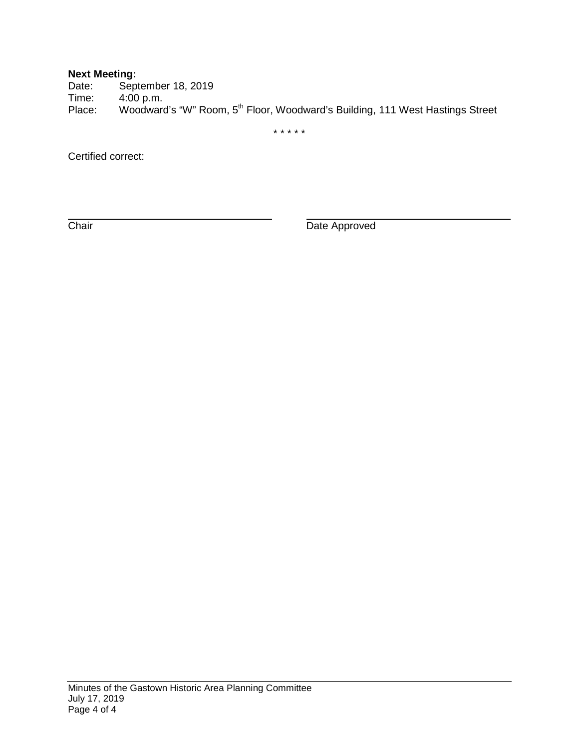**Next Meeting:**

Date: September 18, 2019
Time: 4:00 p.m.
Place: Woodward's "W" Room, 5th Floor, Woodward's Building, 111 West Hastings Street

* * * * *

Certified correct:

| | |
|---|---|
| Chair | Date Approved |